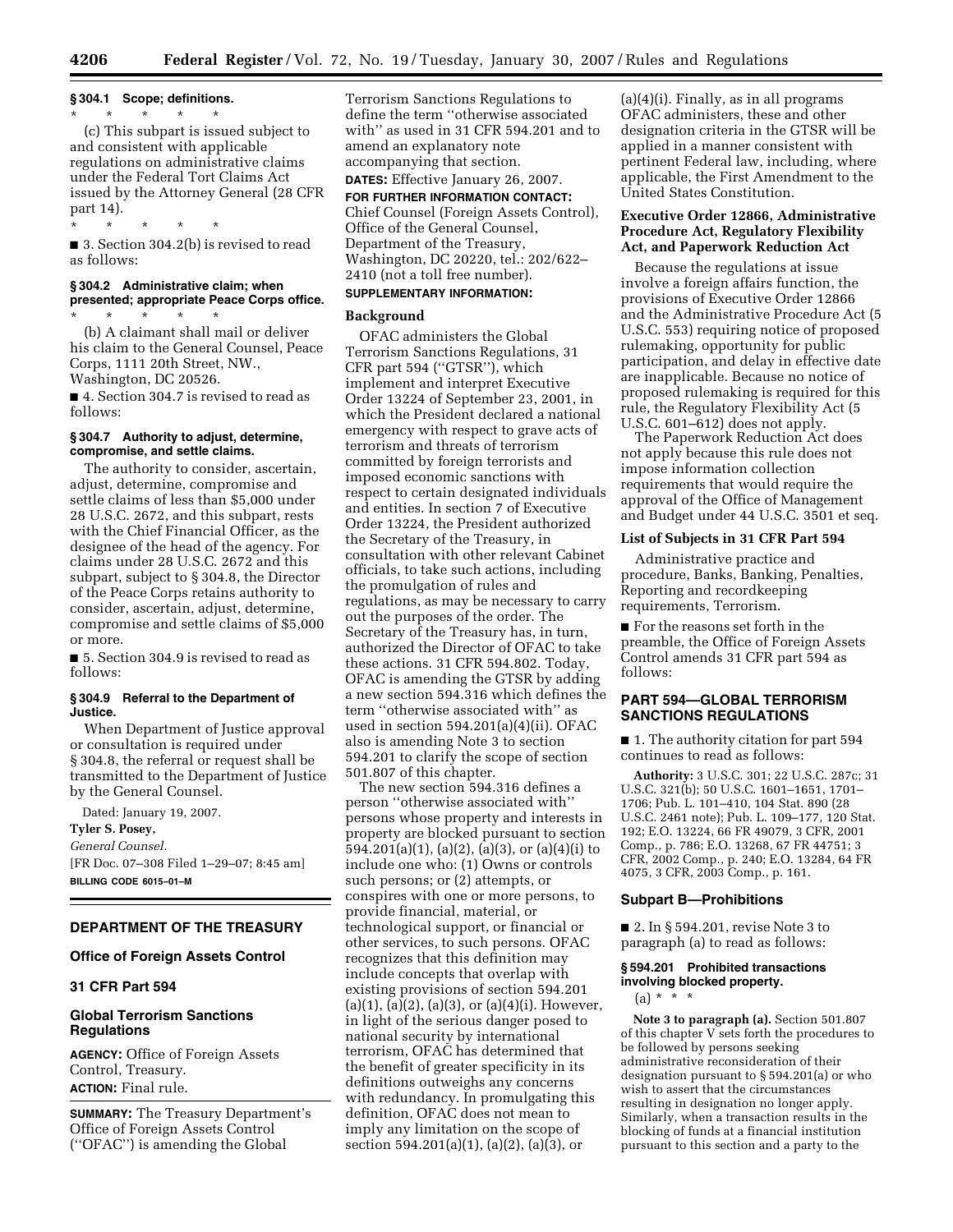### § 304.1 Scope; definitions.

\* \* \* \* \*

(c) This subpart is issued subject to and consistent with applicable regulations on administrative claims under the Federal Tort Claims Act issued by the Attorney General (28 CFR part 14).

\* \* \* \* \*

■ 3. Section 304.2(b) is revised to read as follows:

### § 304.2 Administrative claim; when presented; appropriate Peace Corps office.

\* \* \* \* \*

(b) A claimant shall mail or deliver his claim to the General Counsel, Peace Corps, 1111 20th Street, NW., Washington, DC 20526.

■ 4. Section 304.7 is revised to read as follows:

### § 304.7 Authority to adjust, determine, compromise, and settle claims.

The authority to consider, ascertain, adjust, determine, compromise and settle claims of less than $5,000 under 28 U.S.C. 2672, and this subpart, rests with the Chief Financial Officer, as the designee of the head of the agency. For claims under 28 U.S.C. 2672 and this subpart, subject to § 304.8, the Director of the Peace Corps retains authority to consider, ascertain, adjust, determine, compromise and settle claims of $5,000 or more.

■ 5. Section 304.9 is revised to read as follows:

### § 304.9 Referral to the Department of Justice.

When Department of Justice approval or consultation is required under § 304.8, the referral or request shall be transmitted to the Department of Justice by the General Counsel.

Dated: January 19, 2007.

**Tyler S. Posey,**

*General Counsel.*

[FR Doc. 07–308 Filed 1–29–07; 8:45 am]

**BILLING CODE 6015–01–M**

---

## DEPARTMENT OF THE TREASURY

## Office of Foreign Assets Control

## 31 CFR Part 594

## Global Terrorism Sanctions Regulations

**AGENCY:** Office of Foreign Assets Control, Treasury.

**ACTION:** Final rule.

**SUMMARY:** The Treasury Department's Office of Foreign Assets Control ("OFAC") is amending the Global Terrorism Sanctions Regulations to define the term "otherwise associated with" as used in 31 CFR 594.201 and to amend an explanatory note accompanying that section.

**DATES:** Effective January 26, 2007.

**FOR FURTHER INFORMATION CONTACT:** Chief Counsel (Foreign Assets Control), Office of the General Counsel, Department of the Treasury, Washington, DC 20220, tel.: 202/622–2410 (not a toll free number).

**SUPPLEMENTARY INFORMATION:**

### Background

OFAC administers the Global Terrorism Sanctions Regulations, 31 CFR part 594 ("GTSR"), which implement and interpret Executive Order 13224 of September 23, 2001, in which the President declared a national emergency with respect to grave acts of terrorism and threats of terrorism committed by foreign terrorists and imposed economic sanctions with respect to certain designated individuals and entities. In section 7 of Executive Order 13224, the President authorized the Secretary of the Treasury, in consultation with other relevant Cabinet officials, to take such actions, including the promulgation of rules and regulations, as may be necessary to carry out the purposes of the order. The Secretary of the Treasury has, in turn, authorized the Director of OFAC to take these actions. 31 CFR 594.802. Today, OFAC is amending the GTSR by adding a new section 594.316 which defines the term "otherwise associated with" as used in section 594.201(a)(4)(ii). OFAC also is amending Note 3 to section 594.201 to clarify the scope of section 501.807 of this chapter.

The new section 594.316 defines a person "otherwise associated with" persons whose property and interests in property are blocked pursuant to section 594.201(a)(1), (a)(2), (a)(3), or (a)(4)(i) to include one who: (1) Owns or controls such persons; or (2) attempts, or conspires with one or more persons, to provide financial, material, or technological support, or financial or other services, to such persons. OFAC recognizes that this definition may include concepts that overlap with existing provisions of section 594.201 (a)(1), (a)(2), (a)(3), or (a)(4)(i). However, in light of the serious danger posed to national security by international terrorism, OFAC has determined that the benefit of greater specificity in its definitions outweighs any concerns with redundancy. In promulgating this definition, OFAC does not mean to imply any limitation on the scope of section 594.201(a)(1), (a)(2), (a)(3), or (a)(4)(i). Finally, as in all programs OFAC administers, these and other designation criteria in the GTSR will be applied in a manner consistent with pertinent Federal law, including, where applicable, the First Amendment to the United States Constitution.

### Executive Order 12866, Administrative Procedure Act, Regulatory Flexibility Act, and Paperwork Reduction Act

Because the regulations at issue involve a foreign affairs function, the provisions of Executive Order 12866 and the Administrative Procedure Act (5 U.S.C. 553) requiring notice of proposed rulemaking, opportunity for public participation, and delay in effective date are inapplicable. Because no notice of proposed rulemaking is required for this rule, the Regulatory Flexibility Act (5 U.S.C. 601–612) does not apply.

The Paperwork Reduction Act does not apply because this rule does not impose information collection requirements that would require the approval of the Office of Management and Budget under 44 U.S.C. 3501 et seq.

### List of Subjects in 31 CFR Part 594

Administrative practice and procedure, Banks, Banking, Penalties, Reporting and recordkeeping requirements, Terrorism.

■ For the reasons set forth in the preamble, the Office of Foreign Assets Control amends 31 CFR part 594 as follows:

## PART 594—GLOBAL TERRORISM SANCTIONS REGULATIONS

■ 1. The authority citation for part 594 continues to read as follows:

**Authority:** 3 U.S.C. 301; 22 U.S.C. 287c; 31 U.S.C. 321(b); 50 U.S.C. 1601–1651, 1701–1706; Pub. L. 101–410, 104 Stat. 890 (28 U.S.C. 2461 note); Pub. L. 109–177, 120 Stat. 192; E.O. 13224, 66 FR 49079, 3 CFR, 2001 Comp., p. 786; E.O. 13268, 67 FR 44751; 3 CFR, 2002 Comp., p. 240; E.O. 13284, 64 FR 4075, 3 CFR, 2003 Comp., p. 161.

### Subpart B—Prohibitions

■ 2. In § 594.201, revise Note 3 to paragraph (a) to read as follows:

### § 594.201 Prohibited transactions involving blocked property.

(a) \* \* \*

**Note 3 to paragraph (a).** Section 501.807 of this chapter V sets forth the procedures to be followed by persons seeking administrative reconsideration of their designation pursuant to § 594.201(a) or who wish to assert that the circumstances resulting in designation no longer apply. Similarly, when a transaction results in the blocking of funds at a financial institution pursuant to this section and a party to the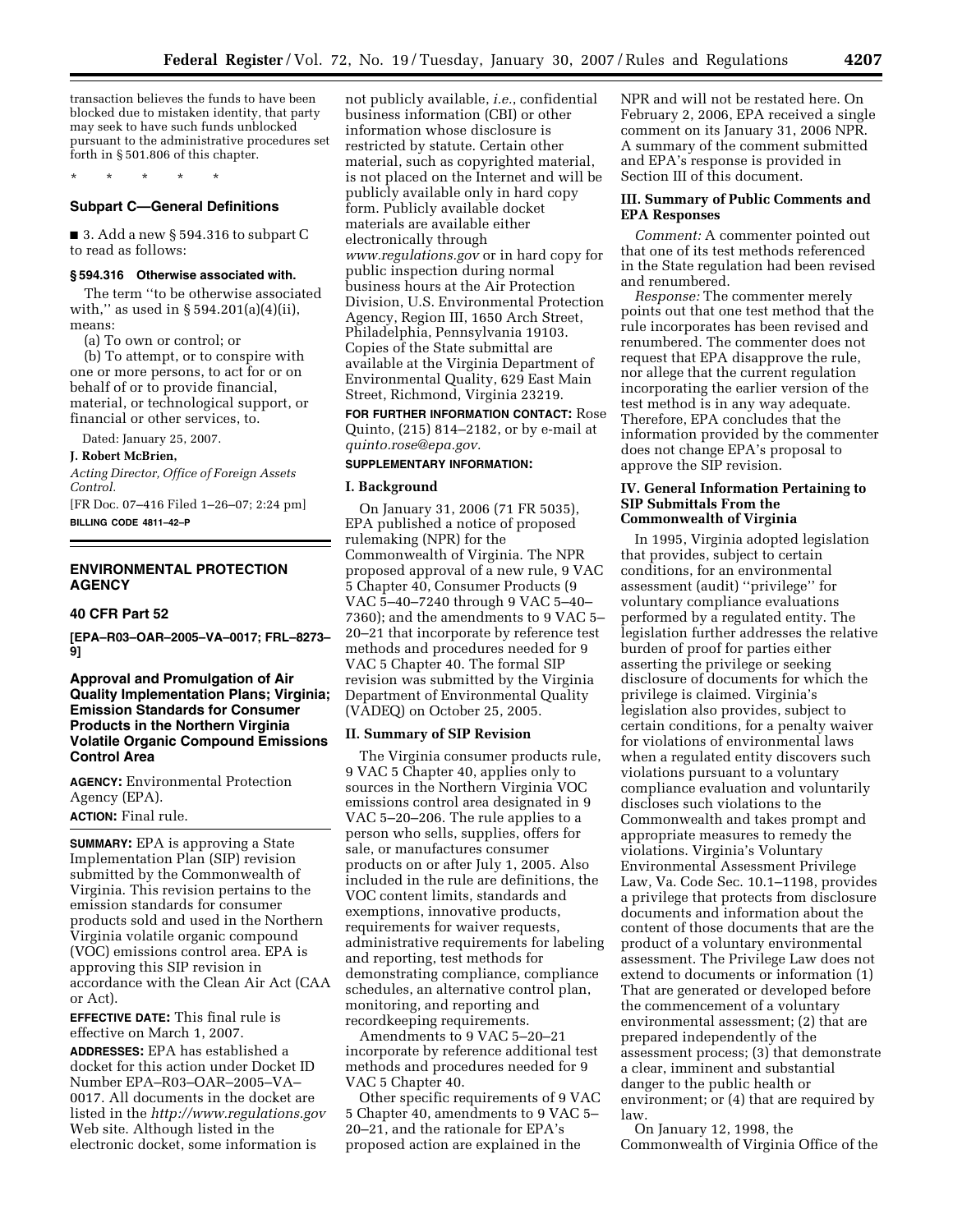transaction believes the funds to have been blocked due to mistaken identity, that party may seek to have such funds unblocked pursuant to the administrative procedures set forth in § 501.806 of this chapter.

\* \* \* \* \*

### Subpart C—General Definitions

■ 3. Add a new § 594.316 to subpart C to read as follows:

#### § 594.316 Otherwise associated with.

The term ''to be otherwise associated with,'' as used in § 594.201(a)(4)(ii), means:

(a) To own or control; or

(b) To attempt, or to conspire with one or more persons, to act for or on behalf of or to provide financial, material, or technological support, or financial or other services, to.

Dated: January 25, 2007.

**J. Robert McBrien,**

*Acting Director, Office of Foreign Assets Control.*

[FR Doc. 07–416 Filed 1–26–07; 2:24 pm]

**BILLING CODE 4811–42–P**

## ENVIRONMENTAL PROTECTION AGENCY

### 40 CFR Part 52

**[EPA–R03–OAR–2005–VA–0017; FRL–8273–9]**

### Approval and Promulgation of Air Quality Implementation Plans; Virginia; Emission Standards for Consumer Products in the Northern Virginia Volatile Organic Compound Emissions Control Area

**AGENCY:** Environmental Protection Agency (EPA).

**ACTION:** Final rule.

**SUMMARY:** EPA is approving a State Implementation Plan (SIP) revision submitted by the Commonwealth of Virginia. This revision pertains to the emission standards for consumer products sold and used in the Northern Virginia volatile organic compound (VOC) emissions control area. EPA is approving this SIP revision in accordance with the Clean Air Act (CAA or Act).

**EFFECTIVE DATE:** This final rule is effective on March 1, 2007.

**ADDRESSES:** EPA has established a docket for this action under Docket ID Number EPA–R03–OAR–2005–VA–0017. All documents in the docket are listed in the *http://www.regulations.gov* Web site. Although listed in the electronic docket, some information is not publicly available, *i.e.*, confidential business information (CBI) or other information whose disclosure is restricted by statute. Certain other material, such as copyrighted material, is not placed on the Internet and will be publicly available only in hard copy form. Publicly available docket materials are available either electronically through *www.regulations.gov* or in hard copy for public inspection during normal business hours at the Air Protection Division, U.S. Environmental Protection Agency, Region III, 1650 Arch Street, Philadelphia, Pennsylvania 19103. Copies of the State submittal are available at the Virginia Department of Environmental Quality, 629 East Main Street, Richmond, Virginia 23219.

**FOR FURTHER INFORMATION CONTACT:** Rose Quinto, (215) 814–2182, or by e-mail at *quinto.rose@epa.gov.*

**SUPPLEMENTARY INFORMATION:**

### I. Background

On January 31, 2006 (71 FR 5035), EPA published a notice of proposed rulemaking (NPR) for the Commonwealth of Virginia. The NPR proposed approval of a new rule, 9 VAC 5 Chapter 40, Consumer Products (9 VAC 5–40–7240 through 9 VAC 5–40–7360); and the amendments to 9 VAC 5–20–21 that incorporate by reference test methods and procedures needed for 9 VAC 5 Chapter 40. The formal SIP revision was submitted by the Virginia Department of Environmental Quality (VADEQ) on October 25, 2005.

### II. Summary of SIP Revision

The Virginia consumer products rule, 9 VAC 5 Chapter 40, applies only to sources in the Northern Virginia VOC emissions control area designated in 9 VAC 5–20–206. The rule applies to a person who sells, supplies, offers for sale, or manufactures consumer products on or after July 1, 2005. Also included in the rule are definitions, the VOC content limits, standards and exemptions, innovative products, requirements for waiver requests, administrative requirements for labeling and reporting, test methods for demonstrating compliance, compliance schedules, an alternative control plan, monitoring, and reporting and recordkeeping requirements.

Amendments to 9 VAC 5–20–21 incorporate by reference additional test methods and procedures needed for 9 VAC 5 Chapter 40.

Other specific requirements of 9 VAC 5 Chapter 40, amendments to 9 VAC 5–20–21, and the rationale for EPA's proposed action are explained in the NPR and will not be restated here. On February 2, 2006, EPA received a single comment on its January 31, 2006 NPR. A summary of the comment submitted and EPA's response is provided in Section III of this document.

### III. Summary of Public Comments and EPA Responses

*Comment:* A commenter pointed out that one of its test methods referenced in the State regulation had been revised and renumbered.

*Response:* The commenter merely points out that one test method that the rule incorporates has been revised and renumbered. The commenter does not request that EPA disapprove the rule, nor allege that the current regulation incorporating the earlier version of the test method is in any way adequate. Therefore, EPA concludes that the information provided by the commenter does not change EPA's proposal to approve the SIP revision.

### IV. General Information Pertaining to SIP Submittals From the Commonwealth of Virginia

In 1995, Virginia adopted legislation that provides, subject to certain conditions, for an environmental assessment (audit) ''privilege'' for voluntary compliance evaluations performed by a regulated entity. The legislation further addresses the relative burden of proof for parties either asserting the privilege or seeking disclosure of documents for which the privilege is claimed. Virginia's legislation also provides, subject to certain conditions, for a penalty waiver for violations of environmental laws when a regulated entity discovers such violations pursuant to a voluntary compliance evaluation and voluntarily discloses such violations to the Commonwealth and takes prompt and appropriate measures to remedy the violations. Virginia's Voluntary Environmental Assessment Privilege Law, Va. Code Sec. 10.1–1198, provides a privilege that protects from disclosure documents and information about the content of those documents that are the product of a voluntary environmental assessment. The Privilege Law does not extend to documents or information (1) That are generated or developed before the commencement of a voluntary environmental assessment; (2) that are prepared independently of the assessment process; (3) that demonstrate a clear, imminent and substantial danger to the public health or environment; or (4) that are required by law.

On January 12, 1998, the Commonwealth of Virginia Office of the